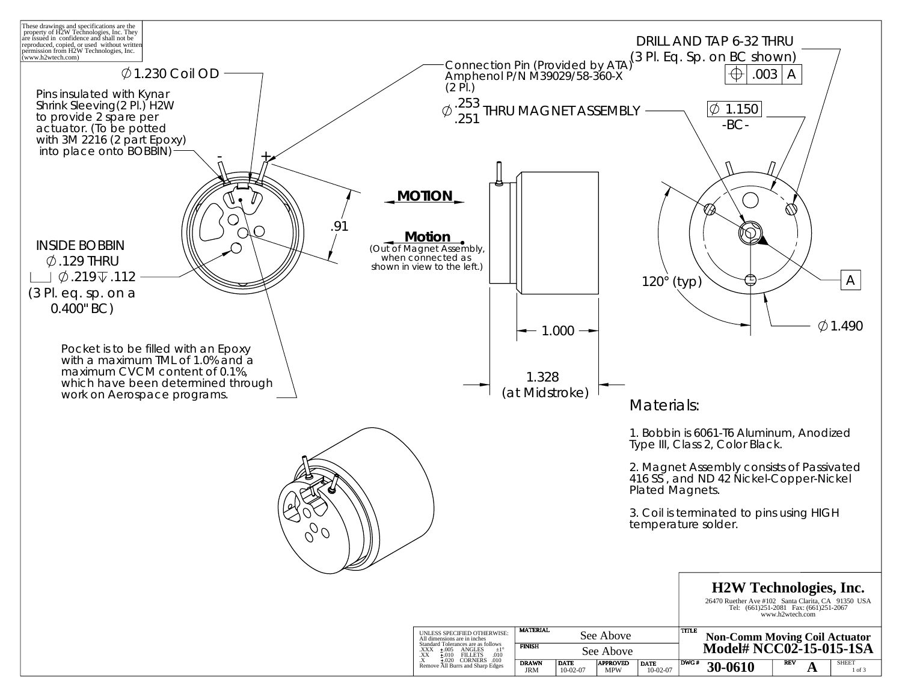These drawings and specifications are the property of H2W Technologies, Inc. They are issued in confidence and shall not be reproduced, copied, or used without written permission from H2W Technologies, Inc. (www.h2wtech.com)

∅1.230 Coil OD

Pins insulated with Kynar Shrink Sleeving (2 Pl.) H2W to provide 2 spare per actuator. (To be potted with 3M 2216 (2 part Epoxy) into place onto BOBBIN)

Connection Pin (Provided by ATA) Amphenol P/N M39029/58-360-X (2 Pl.)

∅ .253/.251 THRU MAGNET ASSEMBLY

DRILL AND TAP 6-32 THRU (3 Pl. Eq. Sp. on BC shown)

⌖ .003 A

∅ 1.150 -BC-

- +

.91

MOTION

**Motion** (Out of Magnet Assembly, when connected as shown in view to the left.)

INSIDE BOBBIN ∅.129 THRU ⌴ ∅.219 ↧ .112 (3 Pl. eq. sp. on a 0.400" BC)

120° (typ)

A

∅1.490

1.000

1.328 (at Midstroke)

Pocket is to be filled with an Epoxy with a maximum TML of 1.0% and a maximum CVCM content of 0.1%, which have been determined through work on Aerospace programs.

## Materials:

1. Bobbin is 6061-T6 Aluminum, Anodized Type III, Class 2, Color Black.

2. Magnet Assembly consists of Passivated 416 SS, and ND 42 Nickel-Copper-Nickel Plated Magnets.

3. Coil is terminated to pins using HIGH temperature solder.

**H2W Technologies, Inc.**
26470 Ruether Ave #102 Santa Clarita, CA 91350 USA
Tel: (661)251-2081 Fax: (661)251-2067
www.h2wtech.com

UNLESS SPECIFIED OTHERWISE:
All dimensions are in inches
Standard Tolerances are as follows
.XXX ±.005 ANGLES ±1°
.XX ±.010 FILLETS .010
.X ±.020 CORNERS .010
Remove All Burrs and Sharp Edges

| MATERIAL | See Above | | |
|---|---|---|---|
| FINISH | See Above | | |
| DRAWN JRM | DATE 10-02-07 | APPROVED MPW | DATE 10-02-07 |

TITLE **Non-Comm Moving Coil Actuator Model# NCC02-15-015-1SA**

DWG # **30-0610** REV **A** SHEET 1 of 3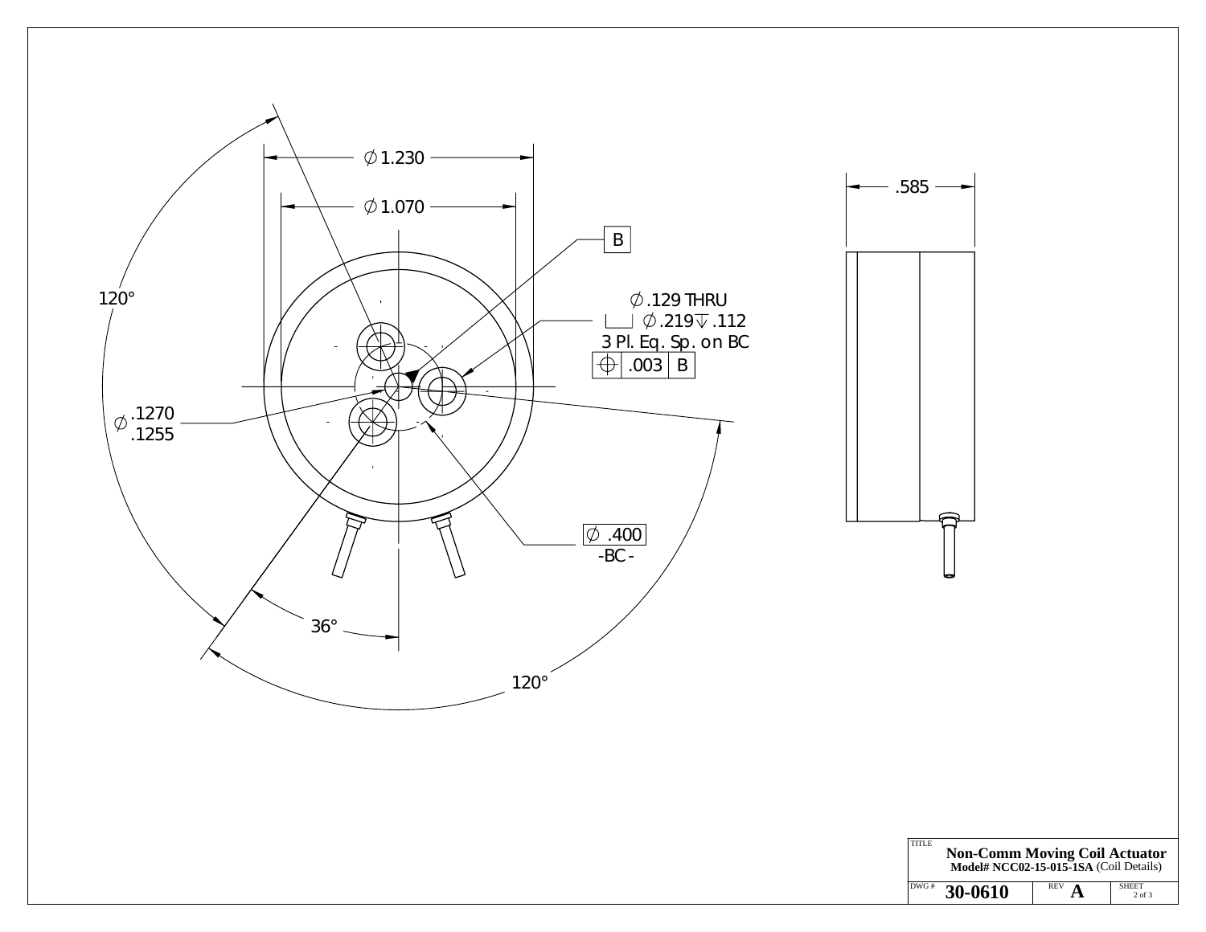∅1.230

∅1.070

B

∅.129 THRU
⌴ ∅.219 ↧ .112
3 Pl. Eq. Sp. on BC

| ⌖ | .003 | B |
|---|---|---|

120°

∅.1270
.1255

∅ .400
-BC-

36°

120°

.585

| TITLE | **Non-Comm Moving Coil Actuator** **Model# NCC02-15-015-1SA** (Coil Details) | | |
|---|---|---|---|
| DWG # | **30-0610** | REV **A** | SHEET 2 of 3 |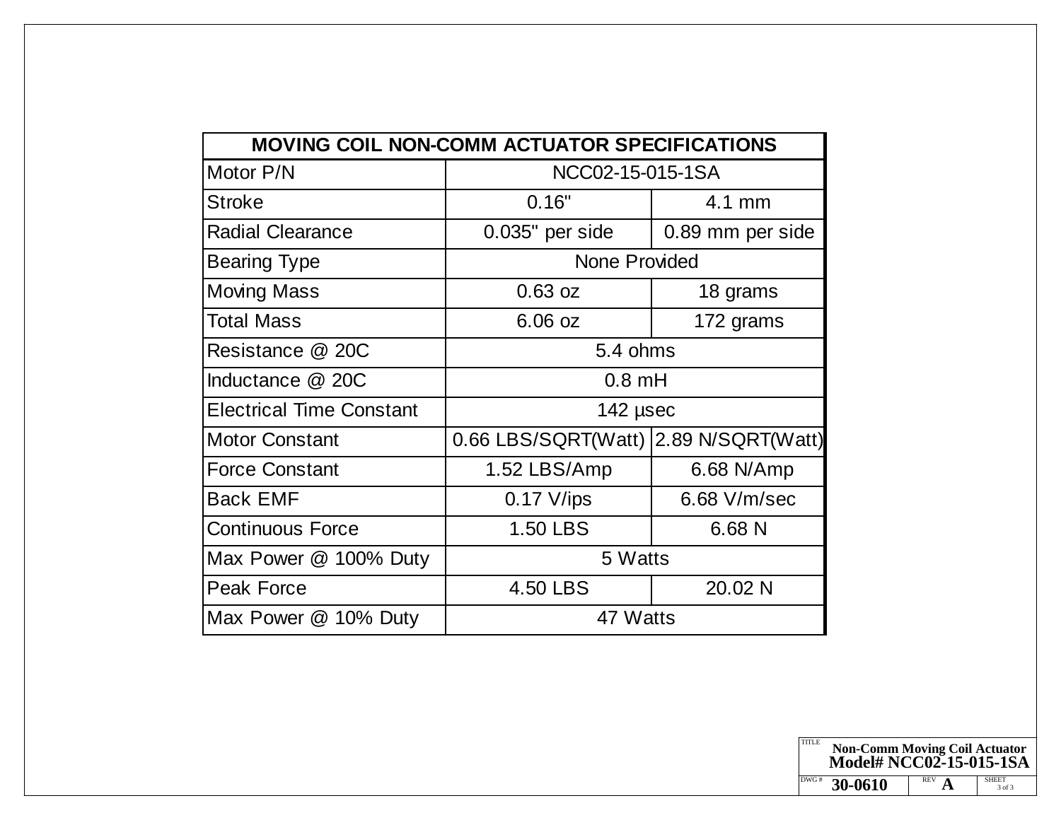| MOVING COIL NON-COMM ACTUATOR SPECIFICATIONS | | |
|---|---|---|
| Motor P/N | NCC02-15-015-1SA | |
| Stroke | 0.16" | 4.1 mm |
| Radial Clearance | 0.035" per side | 0.89 mm per side |
| Bearing Type | None Provided | |
| Moving Mass | 0.63 oz | 18 grams |
| Total Mass | 6.06 oz | 172 grams |
| Resistance @ 20C | 5.4 ohms | |
| Inductance @ 20C | 0.8 mH | |
| Electrical Time Constant | 142 µsec | |
| Motor Constant | 0.66 LBS/SQRT(Watt) | 2.89 N/SQRT(Watt) |
| Force Constant | 1.52 LBS/Amp | 6.68 N/Amp |
| Back EMF | 0.17 V/ips | 6.68 V/m/sec |
| Continuous Force | 1.50 LBS | 6.68 N |
| Max Power @ 100% Duty | 5 Watts | |
| Peak Force | 4.50 LBS | 20.02 N |
| Max Power @ 10% Duty | 47 Watts | |

| | | | |
|---|---|---|---|
| TITLE | Non-Comm Moving Coil Actuator Model# NCC02-15-015-1SA | | |
| DWG # 30-0610 | REV A | SHEET 3 of 3 | |